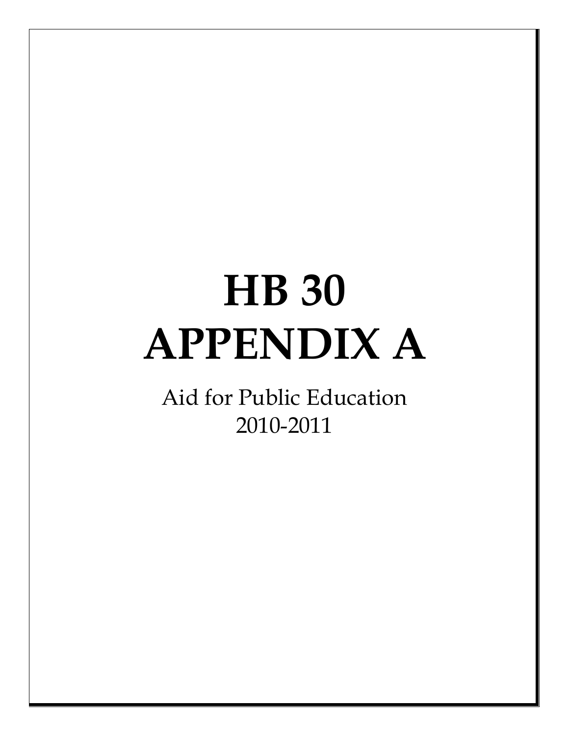# HB 30
# APPENDIX A

Aid for Public Education
2010-2011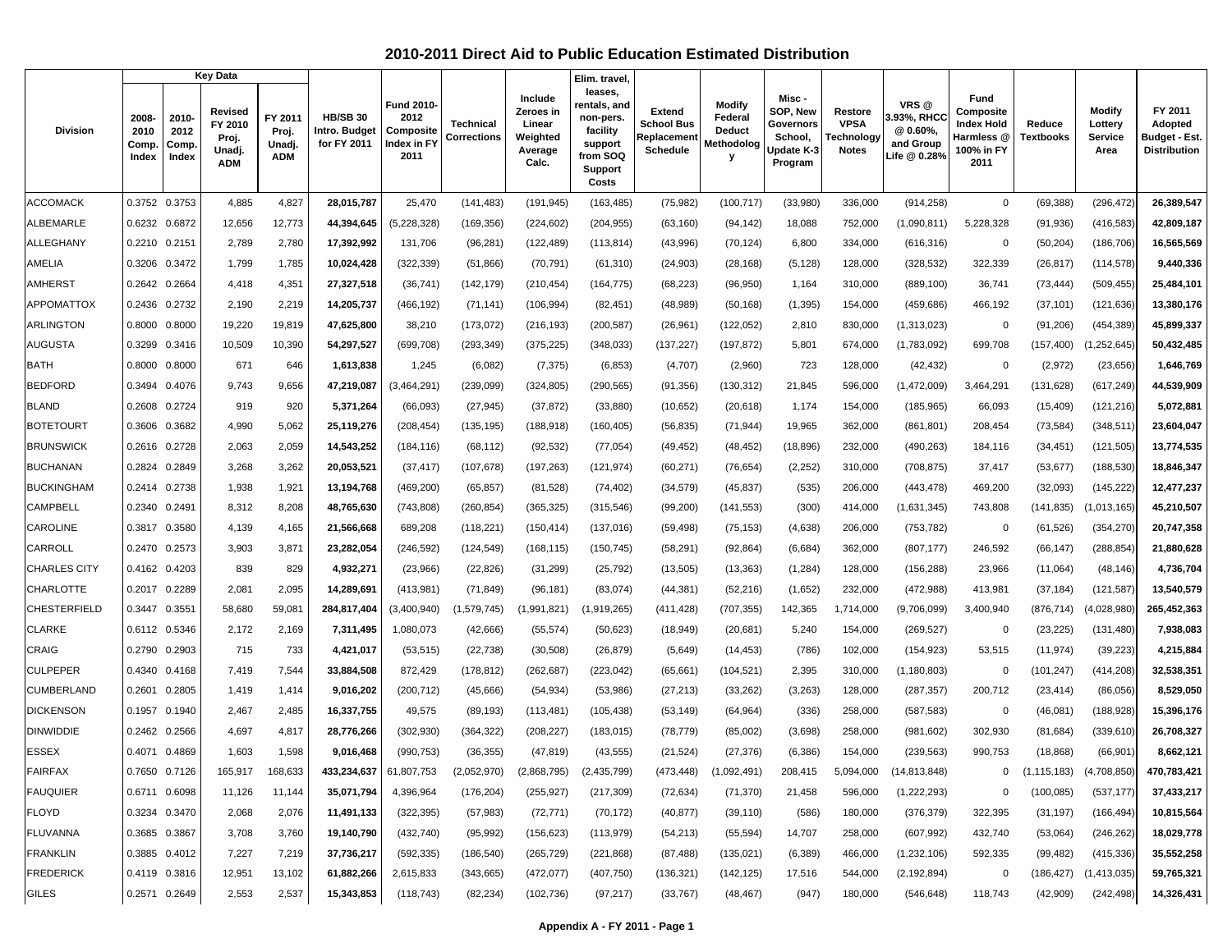## 2010-2011 Direct Aid to Public Education Estimated Distribution

| Division | Key Data | | | | HB/SB 30 Intro. Budget for FY 2011 | Fund 2010-2012 Composite Index in FY 2011 | Technical Corrections | Include Zeroes in Linear Weighted Average Calc. | Elim. travel, leases, rentals, and non-pers. facility support from SOQ Support Costs | Extend School Bus Replacement Schedule | Modify Federal Deduct Methodology | Misc - SOP, New Governors School, Update K-3 Program | Restore VPSA Technology Notes | VRS @ 3.93%, RHCC @ 0.60%, and Group Life @ 0.28% | Fund Composite Index Hold Harmless @ 100% in FY 2011 | Reduce Textbooks | Modify Lottery Service Area | FY 2011 Adopted Budget - Est. Distribution |
|---|---|---|---|---|---|---|---|---|---|---|---|---|---|---|---|---|---|---|
| | 2008-2010 Comp. Index | 2010-2012 Comp. Index | Revised FY 2010 Proj. Unadj. ADM | FY 2011 Proj. Unadj. ADM | | | | | | | | | | | | | | |
| ACCOMACK | 0.3752 | 0.3753 | 4,885 | 4,827 | **28,015,787** | 25,470 | (141,483) | (191,945) | (163,485) | (75,982) | (100,717) | (33,980) | 336,000 | (914,258) | 0 | (69,388) | (296,472) | **26,389,547** |
| ALBEMARLE | 0.6232 | 0.6872 | 12,656 | 12,773 | **44,394,645** | (5,228,328) | (169,356) | (224,602) | (204,955) | (63,160) | (94,142) | 18,088 | 752,000 | (1,090,811) | 5,228,328 | (91,936) | (416,583) | **42,809,187** |
| ALLEGHANY | 0.2210 | 0.2151 | 2,789 | 2,780 | **17,392,992** | 131,706 | (96,281) | (122,489) | (113,814) | (43,996) | (70,124) | 6,800 | 334,000 | (616,316) | 0 | (50,204) | (186,706) | **16,565,569** |
| AMELIA | 0.3206 | 0.3472 | 1,799 | 1,785 | **10,024,428** | (322,339) | (51,866) | (70,791) | (61,310) | (24,903) | (28,168) | (5,128) | 128,000 | (328,532) | 322,339 | (26,817) | (114,578) | **9,440,336** |
| AMHERST | 0.2642 | 0.2664 | 4,418 | 4,351 | **27,327,518** | (36,741) | (142,179) | (210,454) | (164,775) | (68,223) | (96,950) | 1,164 | 310,000 | (889,100) | 36,741 | (73,444) | (509,455) | **25,484,101** |
| APPOMATTOX | 0.2436 | 0.2732 | 2,190 | 2,219 | **14,205,737** | (466,192) | (71,141) | (106,994) | (82,451) | (48,989) | (50,168) | (1,395) | 154,000 | (459,686) | 466,192 | (37,101) | (121,636) | **13,380,176** |
| ARLINGTON | 0.8000 | 0.8000 | 19,220 | 19,819 | **47,625,800** | 38,210 | (173,072) | (216,193) | (200,587) | (26,961) | (122,052) | 2,810 | 830,000 | (1,313,023) | 0 | (91,206) | (454,389) | **45,899,337** |
| AUGUSTA | 0.3299 | 0.3416 | 10,509 | 10,390 | **54,297,527** | (699,708) | (293,349) | (375,225) | (348,033) | (137,227) | (197,872) | 5,801 | 674,000 | (1,783,092) | 699,708 | (157,400) | (1,252,645) | **50,432,485** |
| BATH | 0.8000 | 0.8000 | 671 | 646 | **1,613,838** | 1,245 | (6,082) | (7,375) | (6,853) | (4,707) | (2,960) | 723 | 128,000 | (42,432) | 0 | (2,972) | (23,656) | **1,646,769** |
| BEDFORD | 0.3494 | 0.4076 | 9,743 | 9,656 | **47,219,087** | (3,464,291) | (239,099) | (324,805) | (290,565) | (91,356) | (130,312) | 21,845 | 596,000 | (1,472,009) | 3,464,291 | (131,628) | (617,249) | **44,539,909** |
| BLAND | 0.2608 | 0.2724 | 919 | 920 | **5,371,264** | (66,093) | (27,945) | (37,872) | (33,880) | (10,652) | (20,618) | 1,174 | 154,000 | (185,965) | 66,093 | (15,409) | (121,216) | **5,072,881** |
| BOTETOURT | 0.3606 | 0.3682 | 4,990 | 5,062 | **25,119,276** | (208,454) | (135,195) | (188,918) | (160,405) | (56,835) | (71,944) | 19,965 | 362,000 | (861,801) | 208,454 | (73,584) | (348,511) | **23,604,047** |
| BRUNSWICK | 0.2616 | 0.2728 | 2,063 | 2,059 | **14,543,252** | (184,116) | (68,112) | (92,532) | (77,054) | (49,452) | (48,452) | (18,896) | 232,000 | (490,263) | 184,116 | (34,451) | (121,505) | **13,774,535** |
| BUCHANAN | 0.2824 | 0.2849 | 3,268 | 3,262 | **20,053,521** | (37,417) | (107,678) | (197,263) | (121,974) | (60,271) | (76,654) | (2,252) | 310,000 | (708,875) | 37,417 | (53,677) | (188,530) | **18,846,347** |
| BUCKINGHAM | 0.2414 | 0.2738 | 1,938 | 1,921 | **13,194,768** | (469,200) | (65,857) | (81,528) | (74,402) | (34,579) | (45,837) | (535) | 206,000 | (443,478) | 469,200 | (32,093) | (145,222) | **12,477,237** |
| CAMPBELL | 0.2340 | 0.2491 | 8,312 | 8,208 | **48,765,630** | (743,808) | (260,854) | (365,325) | (315,546) | (99,200) | (141,553) | (300) | 414,000 | (1,631,345) | 743,808 | (141,835) | (1,013,165) | **45,210,507** |
| CAROLINE | 0.3817 | 0.3580 | 4,139 | 4,165 | **21,566,668** | 689,208 | (118,221) | (150,414) | (137,016) | (59,498) | (75,153) | (4,638) | 206,000 | (753,782) | 0 | (61,526) | (354,270) | **20,747,358** |
| CARROLL | 0.2470 | 0.2573 | 3,903 | 3,871 | **23,282,054** | (246,592) | (124,549) | (168,115) | (150,745) | (58,291) | (92,864) | (6,684) | 362,000 | (807,177) | 246,592 | (66,147) | (288,854) | **21,880,628** |
| CHARLES CITY | 0.4162 | 0.4203 | 839 | 829 | **4,932,271** | (23,966) | (22,826) | (31,299) | (25,792) | (13,505) | (13,363) | (1,284) | 128,000 | (156,288) | 23,966 | (11,064) | (48,146) | **4,736,704** |
| CHARLOTTE | 0.2017 | 0.2289 | 2,081 | 2,095 | **14,289,691** | (413,981) | (71,849) | (96,181) | (83,074) | (44,381) | (52,216) | (1,652) | 232,000 | (472,988) | 413,981 | (37,184) | (121,587) | **13,540,579** |
| CHESTERFIELD | 0.3447 | 0.3551 | 58,680 | 59,081 | **284,817,404** | (3,400,940) | (1,579,745) | (1,991,821) | (1,919,265) | (411,428) | (707,355) | 142,365 | 1,714,000 | (9,706,099) | 3,400,940 | (876,714) | (4,028,980) | **265,452,363** |
| CLARKE | 0.6112 | 0.5346 | 2,172 | 2,169 | **7,311,495** | 1,080,073 | (42,666) | (55,574) | (50,623) | (18,949) | (20,681) | 5,240 | 154,000 | (269,527) | 0 | (23,225) | (131,480) | **7,938,083** |
| CRAIG | 0.2790 | 0.2903 | 715 | 733 | **4,421,017** | (53,515) | (22,738) | (30,508) | (26,879) | (5,649) | (14,453) | (786) | 102,000 | (154,923) | 53,515 | (11,974) | (39,223) | **4,215,884** |
| CULPEPER | 0.4340 | 0.4168 | 7,419 | 7,544 | **33,884,508** | 872,429 | (178,812) | (262,687) | (223,042) | (65,661) | (104,521) | 2,395 | 310,000 | (1,180,803) | 0 | (101,247) | (414,208) | **32,538,351** |
| CUMBERLAND | 0.2601 | 0.2805 | 1,419 | 1,414 | **9,016,202** | (200,712) | (45,666) | (54,934) | (53,986) | (27,213) | (33,262) | (3,263) | 128,000 | (287,357) | 200,712 | (23,414) | (86,056) | **8,529,050** |
| DICKENSON | 0.1957 | 0.1940 | 2,467 | 2,485 | **16,337,755** | 49,575 | (89,193) | (113,481) | (105,438) | (53,149) | (64,964) | (336) | 258,000 | (587,583) | 0 | (46,081) | (188,928) | **15,396,176** |
| DINWIDDIE | 0.2462 | 0.2566 | 4,697 | 4,817 | **28,776,266** | (302,930) | (364,322) | (208,227) | (183,015) | (78,779) | (85,002) | (3,698) | 258,000 | (981,602) | 302,930 | (81,684) | (339,610) | **26,708,327** |
| ESSEX | 0.4071 | 0.4869 | 1,603 | 1,598 | **9,016,468** | (990,753) | (36,355) | (47,819) | (43,555) | (21,524) | (27,376) | (6,386) | 154,000 | (239,563) | 990,753 | (18,868) | (66,901) | **8,662,121** |
| FAIRFAX | 0.7650 | 0.7126 | 165,917 | 168,633 | **433,234,637** | 61,807,753 | (2,052,970) | (2,868,795) | (2,435,799) | (473,448) | (1,092,491) | 208,415 | 5,094,000 | (14,813,848) | 0 | (1,115,183) | (4,708,850) | **470,783,421** |
| FAUQUIER | 0.6711 | 0.6098 | 11,126 | 11,144 | **35,071,794** | 4,396,964 | (176,204) | (255,927) | (217,309) | (72,634) | (71,370) | 21,458 | 596,000 | (1,222,293) | 0 | (100,085) | (537,177) | **37,433,217** |
| FLOYD | 0.3234 | 0.3470 | 2,068 | 2,076 | **11,491,133** | (322,395) | (57,983) | (72,771) | (70,172) | (40,877) | (39,110) | (586) | 180,000 | (376,379) | 322,395 | (31,197) | (166,494) | **10,815,564** |
| FLUVANNA | 0.3685 | 0.3867 | 3,708 | 3,760 | **19,140,790** | (432,740) | (95,992) | (156,623) | (113,979) | (54,213) | (55,594) | 14,707 | 258,000 | (607,992) | 432,740 | (53,064) | (246,262) | **18,029,778** |
| FRANKLIN | 0.3885 | 0.4012 | 7,227 | 7,219 | **37,736,217** | (592,335) | (186,540) | (265,729) | (221,868) | (87,488) | (135,021) | (6,389) | 466,000 | (1,232,106) | 592,335 | (99,482) | (415,336) | **35,552,258** |
| FREDERICK | 0.4119 | 0.3816 | 12,951 | 13,102 | **61,882,266** | 2,615,833 | (343,665) | (472,077) | (407,750) | (136,321) | (142,125) | 17,516 | 544,000 | (2,192,894) | 0 | (186,427) | (1,413,035) | **59,765,321** |
| GILES | 0.2571 | 0.2649 | 2,553 | 2,537 | **15,343,853** | (118,743) | (82,234) | (102,736) | (97,217) | (33,767) | (48,467) | (947) | 180,000 | (546,648) | 118,743 | (42,909) | (242,498) | **14,326,431** |

Appendix A - FY 2011 - Page 1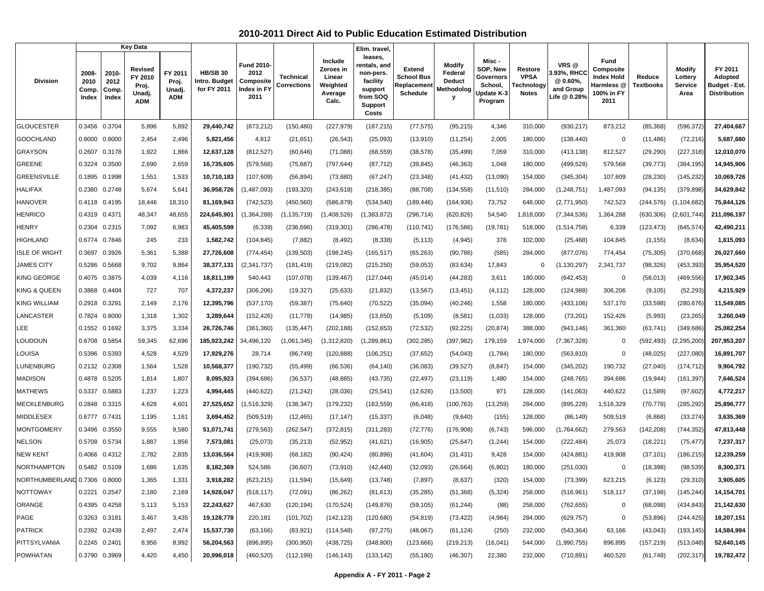# 2010-2011 Direct Aid to Public Education Estimated Distribution

| Division | Key Data | | | | HB/SB 30 Intro. Budget for FY 2011 | Fund 2010-2012 Composite Index in FY 2011 | Technical Corrections | Include Zeroes in Linear Weighted Average Calc. | Elim. travel, leases, rentals, and non-pers. facility support from SOQ Support Costs | Extend School Bus Replacement Schedule | Modify Federal Deduct Methodology | Misc - SOP, New Governors School, Update K-3 Program | Restore VPSA Technology Notes | VRS @ 3.93%, RHCC @ 0.60%, and Group Life @ 0.28% | Fund Composite Index Hold Harmless @ 100% in FY 2011 | Reduce Textbooks | Modify Lottery Service Area | FY 2011 Adopted Budget - Est. Distribution |
|---|---|---|---|---|---|---|---|---|---|---|---|---|---|---|---|---|---|---|
| | 2008-2010 Comp. Index | 2010-2012 Comp. Index | Revised FY 2010 Proj. Unadj. ADM | FY 2011 Proj. Unadj. ADM | | | | | | | | | | | | | | |
| GLOUCESTER | 0.3456 | 0.3704 | 5,896 | 5,892 | **29,440,742** | (873,212) | (150,480) | (227,979) | (187,215) | (77,575) | (95,215) | 4,346 | 310,000 | (930,217) | 873,212 | (85,368) | (596,372) | **27,404,667** |
| GOOCHLAND | 0.8000 | 0.8000 | 2,454 | 2,496 | **5,821,456** | 4,812 | (21,651) | (26,543) | (25,093) | (13,910) | (11,254) | 2,005 | 180,000 | (138,440) | 0 | (11,486) | (72,216) | **5,687,680** |
| GRAYSON | 0.2607 | 0.3178 | 1,922 | 1,866 | **12,637,128** | (812,527) | (60,646) | (71,088) | (68,559) | (38,578) | (35,499) | 7,059 | 310,000 | (413,138) | 812,527 | (29,290) | (227,318) | **12,010,070** |
| GREENE | 0.3224 | 0.3500 | 2,690 | 2,659 | **16,735,605** | (579,568) | (75,687) | (797,644) | (87,712) | (39,845) | (46,363) | 1,048 | 180,000 | (499,528) | 579,568 | (39,773) | (384,195) | **14,945,906** |
| GREENSVILLE | 0.1895 | 0.1998 | 1,551 | 1,533 | **10,710,183** | (107,609) | (56,894) | (73,680) | (67,247) | (23,348) | (41,432) | (13,090) | 154,000 | (345,304) | 107,609 | (28,230) | (145,232) | **10,069,726** |
| HALIFAX | 0.2380 | 0.2748 | 5,674 | 5,641 | **36,958,726** | (1,487,093) | (193,320) | (243,618) | (218,385) | (88,708) | (134,558) | (11,510) | 284,000 | (1,248,751) | 1,487,093 | (94,135) | (379,898) | **34,629,842** |
| HANOVER | 0.4118 | 0.4195 | 18,446 | 18,310 | **81,169,943** | (742,523) | (450,560) | (586,879) | (534,540) | (189,446) | (164,936) | 73,752 | 648,000 | (2,771,950) | 742,523 | (244,576) | (1,104,682) | **75,844,126** |
| HENRICO | 0.4319 | 0.4371 | 48,347 | 48,655 | **224,645,901** | (1,364,288) | (1,135,719) | (1,408,526) | (1,383,872) | (296,714) | (620,826) | 54,540 | 1,818,000 | (7,344,536) | 1,364,288 | (630,306) | (2,601,744) | **211,096,197** |
| HENRY | 0.2304 | 0.2315 | 7,092 | 6,983 | **45,405,599** | (6,339) | (236,696) | (319,301) | (286,478) | (110,741) | (176,586) | (19,781) | 518,000 | (1,514,758) | 6,339 | (123,473) | (645,574) | **42,490,211** |
| HIGHLAND | 0.6774 | 0.7846 | 245 | 233 | **1,582,742** | (104,845) | (7,882) | (8,492) | (8,338) | (5,113) | (4,945) | 378 | 102,000 | (25,468) | 104,845 | (1,155) | (8,634) | **1,615,093** |
| ISLE OF WIGHT | 0.3697 | 0.3926 | 5,361 | 5,388 | **27,726,608** | (774,454) | (139,503) | (198,245) | (165,517) | (65,263) | (90,786) | (585) | 284,000 | (877,076) | 774,454 | (75,305) | (370,668) | **26,027,660** |
| JAMES CITY | 0.5286 | 0.5668 | 9,702 | 9,864 | **38,377,131** | (2,341,737) | (181,419) | (219,082) | (215,250) | (59,053) | (83,634) | 17,843 | 0 | (1,130,297) | 2,341,737 | (98,326) | (453,393) | **35,954,520** |
| KING GEORGE | 0.4075 | 0.3875 | 4,039 | 4,116 | **18,811,199** | 540,443 | (107,078) | (139,467) | (127,044) | (45,014) | (44,283) | 3,611 | 180,000 | (642,453) | 0 | (58,013) | (469,556) | **17,902,345** |
| KING & QUEEN | 0.3868 | 0.4404 | 727 | 707 | **4,372,237** | (306,206) | (19,327) | (25,633) | (21,832) | (13,567) | (13,451) | (4,112) | 128,000 | (124,988) | 306,206 | (9,105) | (52,293) | **4,215,929** |
| KING WILLIAM | 0.2918 | 0.3291 | 2,149 | 2,176 | **12,395,796** | (537,170) | (59,387) | (75,640) | (70,522) | (35,094) | (40,246) | 1,558 | 180,000 | (433,106) | 537,170 | (33,598) | (280,676) | **11,549,085** |
| LANCASTER | 0.7824 | 0.8000 | 1,318 | 1,302 | **3,289,644** | (152,426) | (11,778) | (14,985) | (13,650) | (5,109) | (8,581) | (1,033) | 128,000 | (73,201) | 152,426 | (5,993) | (23,265) | **3,260,049** |
| LEE | 0.1552 | 0.1692 | 3,375 | 3,334 | **26,726,746** | (361,360) | (135,447) | (202,188) | (152,653) | (72,532) | (92,225) | (20,874) | 388,000 | (943,146) | 361,360 | (63,741) | (349,686) | **25,082,254** |
| LOUDOUN | 0.6708 | 0.5854 | 59,345 | 62,696 | **185,923,242** | 34,496,120 | (1,061,345) | (1,312,820) | (1,289,861) | (302,285) | (397,982) | 179,159 | 1,974,000 | (7,367,328) | 0 | (592,493) | (2,295,200) | **207,953,207** |
| LOUISA | 0.5396 | 0.5393 | 4,528 | 4,529 | **17,929,276** | 28,714 | (86,749) | (120,888) | (106,251) | (37,652) | (54,043) | (1,784) | 180,000 | (563,810) | 0 | (48,025) | (227,080) | **16,891,707** |
| LUNENBURG | 0.2132 | 0.2308 | 1,564 | 1,528 | **10,568,377** | (190,732) | (55,499) | (66,536) | (64,140) | (36,083) | (39,527) | (8,847) | 154,000 | (345,202) | 190,732 | (27,040) | (174,712) | **9,904,792** |
| MADISON | 0.4878 | 0.5205 | 1,814 | 1,807 | **8,095,923** | (394,686) | (36,537) | (48,885) | (43,735) | (22,497) | (23,119) | 1,480 | 154,000 | (248,765) | 394,686 | (19,944) | (161,397) | **7,646,524** |
| MATHEWS | 0.5337 | 0.5883 | 1,237 | 1,223 | **4,994,445** | (440,622) | (21,242) | (28,036) | (25,541) | (12,626) | (13,500) | 971 | 128,000 | (141,063) | 440,622 | (11,589) | (97,602) | **4,772,217** |
| MECKLENBURG | 0.2848 | 0.3315 | 4,628 | 4,601 | **27,525,652** | (1,516,329) | (138,347) | (179,232) | (163,559) | (66,418) | (100,763) | (13,259) | 284,000 | (895,228) | 1,516,329 | (70,778) | (285,292) | **25,896,777** |
| MIDDLESEX | 0.6777 | 0.7431 | 1,195 | 1,161 | **3,694,452** | (509,519) | (12,465) | (17,147) | (15,337) | (6,048) | (9,640) | (155) | 128,000 | (86,149) | 509,519 | (6,868) | (33,274) | **3,635,369** |
| MONTGOMERY | 0.3496 | 0.3550 | 9,555 | 9,580 | **51,071,741** | (279,563) | (262,547) | (372,815) | (311,283) | (72,776) | (176,908) | (6,743) | 596,000 | (1,764,662) | 279,563 | (142,208) | (744,352) | **47,813,448** |
| NELSON | 0.5708 | 0.5734 | 1,887 | 1,856 | **7,573,081** | (25,073) | (35,213) | (52,952) | (41,621) | (16,905) | (25,647) | (1,244) | 154,000 | (222,484) | 25,073 | (18,221) | (75,477) | **7,237,317** |
| NEW KENT | 0.4066 | 0.4312 | 2,782 | 2,835 | **13,036,564** | (419,908) | (68,182) | (90,424) | (80,896) | (41,604) | (31,431) | 9,428 | 154,000 | (424,881) | 419,908 | (37,101) | (186,215) | **12,239,259** |
| NORTHAMPTON | 0.5482 | 0.5109 | 1,686 | 1,635 | **8,182,369** | 524,586 | (36,607) | (73,910) | (42,440) | (32,093) | (26,664) | (6,902) | 180,000 | (251,030) | 0 | (18,398) | (98,539) | **8,300,371** |
| NORTHUMBERLAND | 0.7306 | 0.8000 | 1,365 | 1,331 | **3,918,282** | (623,215) | (11,594) | (15,649) | (13,748) | (7,897) | (8,637) | (320) | 154,000 | (73,399) | 623,215 | (6,123) | (29,310) | **3,905,605** |
| NOTTOWAY | 0.2221 | 0.2547 | 2,180 | 2,169 | **14,928,047** | (518,117) | (72,091) | (86,262) | (81,613) | (35,285) | (51,368) | (5,324) | 258,000 | (516,961) | 518,117 | (37,198) | (145,244) | **14,154,701** |
| ORANGE | 0.4395 | 0.4258 | 5,113 | 5,153 | **22,243,627** | 467,630 | (120,194) | (170,524) | (149,876) | (59,105) | (61,244) | (88) | 258,000 | (762,655) | 0 | (68,098) | (434,843) | **21,142,630** |
| PAGE | 0.3263 | 0.3181 | 3,467 | 3,435 | **19,128,778** | 220,181 | (101,702) | (142,123) | (120,680) | (54,819) | (73,422) | (4,984) | 284,000 | (629,757) | 0 | (53,896) | (244,425) | **18,207,151** |
| PATRICK | 0.2392 | 0.2439 | 2,497 | 2,474 | **15,537,730** | (63,166) | (83,921) | (114,548) | (97,275) | (48,067) | (61,124) | (250) | 232,000 | (543,364) | 63,166 | (43,043) | (193,145) | **14,584,994** |
| PITTSYLVANIA | 0.2245 | 0.2401 | 8,956 | 8,992 | **56,204,563** | (896,895) | (300,950) | (438,725) | (348,800) | (123,666) | (219,213) | (16,041) | 544,000 | (1,990,755) | 896,895 | (157,219) | (513,048) | **52,640,145** |
| POWHATAN | 0.3790 | 0.3969 | 4,420 | 4,450 | **20,996,018** | (460,520) | (112,199) | (146,143) | (133,142) | (55,180) | (46,307) | 22,380 | 232,000 | (710,891) | 460,520 | (61,748) | (202,317) | **19,782,472** |

**Appendix A - FY 2011 - Page 2**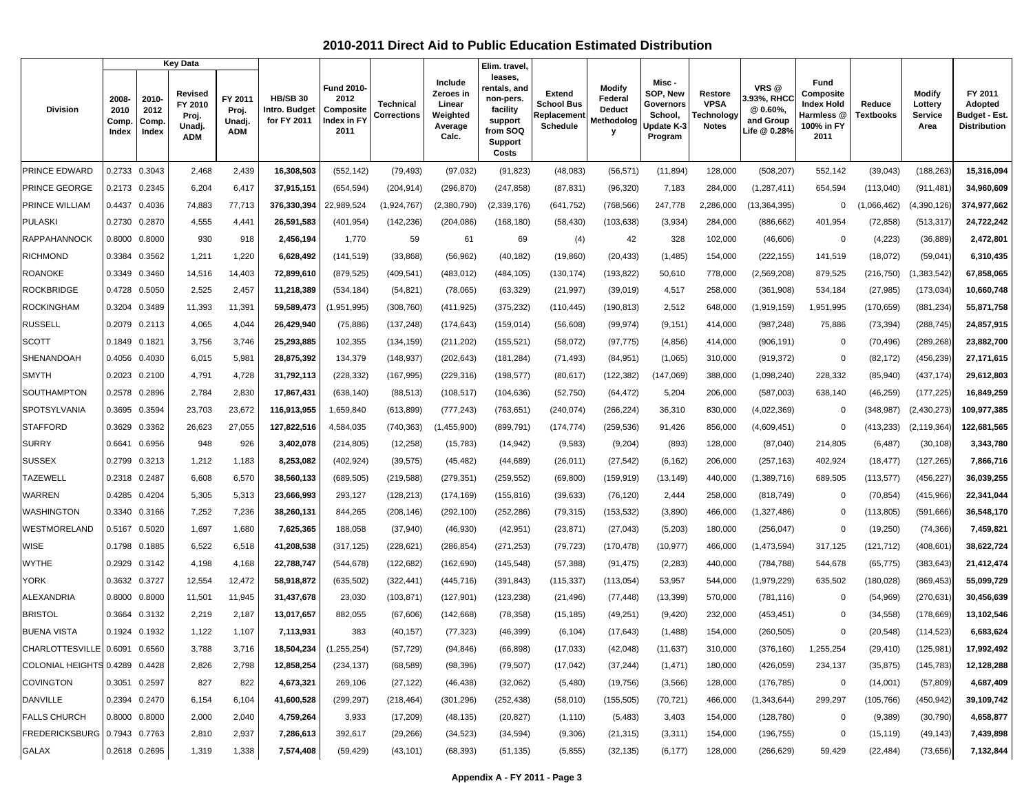## 2010-2011 Direct Aid to Public Education Estimated Distribution

| Division | Key Data | | | | HB/SB 30 Intro. Budget for FY 2011 | Fund 2010-2012 Composite Index in FY 2011 | Technical Corrections | Include Zeroes in Linear Weighted Average Calc. | Elim. travel, leases, rentals, and non-pers. facility support from SOQ Support Costs | Extend School Bus Replacement Schedule | Modify Federal Deduct Methodology | Misc - SOP, New Governors School, Update K-3 Program | Restore VPSA Technology Notes | VRS @ 3.93%, RHCC @ 0.60%, and Group Life @ 0.28% | Fund Composite Index Hold Harmless @ 100% in FY 2011 | Reduce Textbooks | Modify Lottery Service Area | FY 2011 Adopted Budget - Est. Distribution |
|---|---|---|---|---|---|---|---|---|---|---|---|---|---|---|---|---|---|---|
| | 2008-2010 Comp. Index | 2010-2012 Comp. Index | Revised FY 2010 Proj. Unadj. ADM | FY 2011 Proj. Unadj. ADM | | | | | | | | | | | | | | |
| PRINCE EDWARD | 0.2733 | 0.3043 | 2,468 | 2,439 | **16,308,503** | (552,142) | (79,493) | (97,032) | (91,823) | (48,083) | (56,571) | (11,894) | 128,000 | (508,207) | 552,142 | (39,043) | (188,263) | **15,316,094** |
| PRINCE GEORGE | 0.2173 | 0.2345 | 6,204 | 6,417 | **37,915,151** | (654,594) | (204,914) | (296,870) | (247,858) | (87,831) | (96,320) | 7,183 | 284,000 | (1,287,411) | 654,594 | (113,040) | (911,481) | **34,960,609** |
| PRINCE WILLIAM | 0.4437 | 0.4036 | 74,883 | 77,713 | **376,330,394** | 22,989,524 | (1,924,767) | (2,380,790) | (2,339,176) | (641,752) | (768,566) | 247,778 | 2,286,000 | (13,364,395) | 0 | (1,066,462) | (4,390,126) | **374,977,662** |
| PULASKI | 0.2730 | 0.2870 | 4,555 | 4,441 | **26,591,583** | (401,954) | (142,236) | (204,086) | (168,180) | (58,430) | (103,638) | (3,934) | 284,000 | (886,662) | 401,954 | (72,858) | (513,317) | **24,722,242** |
| RAPPAHANNOCK | 0.8000 | 0.8000 | 930 | 918 | **2,456,194** | 1,770 | 59 | 61 | 69 | (4) | 42 | 328 | 102,000 | (46,606) | 0 | (4,223) | (36,889) | **2,472,801** |
| RICHMOND | 0.3384 | 0.3562 | 1,211 | 1,220 | **6,628,492** | (141,519) | (33,868) | (56,962) | (40,182) | (19,860) | (20,433) | (1,485) | 154,000 | (222,155) | 141,519 | (18,072) | (59,041) | **6,310,435** |
| ROANOKE | 0.3349 | 0.3460 | 14,516 | 14,403 | **72,899,610** | (879,525) | (409,541) | (483,012) | (484,105) | (130,174) | (193,822) | 50,610 | 778,000 | (2,569,208) | 879,525 | (216,750) | (1,383,542) | **67,858,065** |
| ROCKBRIDGE | 0.4728 | 0.5050 | 2,525 | 2,457 | **11,218,389** | (534,184) | (54,821) | (78,065) | (63,329) | (21,997) | (39,019) | 4,517 | 258,000 | (361,908) | 534,184 | (27,985) | (173,034) | **10,660,748** |
| ROCKINGHAM | 0.3204 | 0.3489 | 11,393 | 11,391 | **59,589,473** | (1,951,995) | (308,760) | (411,925) | (375,232) | (110,445) | (190,813) | 2,512 | 648,000 | (1,919,159) | 1,951,995 | (170,659) | (881,234) | **55,871,758** |
| RUSSELL | 0.2079 | 0.2113 | 4,065 | 4,044 | **26,429,940** | (75,886) | (137,248) | (174,643) | (159,014) | (56,608) | (99,974) | (9,151) | 414,000 | (987,248) | 75,886 | (73,394) | (288,745) | **24,857,915** |
| SCOTT | 0.1849 | 0.1821 | 3,756 | 3,746 | **25,293,885** | 102,355 | (134,159) | (211,202) | (155,521) | (58,072) | (97,775) | (4,856) | 414,000 | (906,191) | 0 | (70,496) | (289,268) | **23,882,700** |
| SHENANDOAH | 0.4056 | 0.4030 | 6,015 | 5,981 | **28,875,392** | 134,379 | (148,937) | (202,643) | (181,284) | (71,493) | (84,951) | (1,065) | 310,000 | (919,372) | 0 | (82,172) | (456,239) | **27,171,615** |
| SMYTH | 0.2023 | 0.2100 | 4,791 | 4,728 | **31,792,113** | (228,332) | (167,995) | (229,316) | (198,577) | (80,617) | (122,382) | (147,069) | 388,000 | (1,098,240) | 228,332 | (85,940) | (437,174) | **29,612,803** |
| SOUTHAMPTON | 0.2578 | 0.2896 | 2,784 | 2,830 | **17,867,431** | (638,140) | (88,513) | (108,517) | (104,636) | (52,750) | (64,472) | 5,204 | 206,000 | (587,003) | 638,140 | (46,259) | (177,225) | **16,849,259** |
| SPOTSYLVANIA | 0.3695 | 0.3594 | 23,703 | 23,672 | **116,913,955** | 1,659,840 | (613,899) | (777,243) | (763,651) | (240,074) | (266,224) | 36,310 | 830,000 | (4,022,369) | 0 | (348,987) | (2,430,273) | **109,977,385** |
| STAFFORD | 0.3629 | 0.3362 | 26,623 | 27,055 | **127,822,516** | 4,584,035 | (740,363) | (1,455,900) | (899,791) | (174,774) | (259,536) | 91,426 | 856,000 | (4,609,451) | 0 | (413,233) | (2,119,364) | **122,681,565** |
| SURRY | 0.6641 | 0.6956 | 948 | 926 | **3,402,078** | (214,805) | (12,258) | (15,783) | (14,942) | (9,583) | (9,204) | (893) | 128,000 | (87,040) | 214,805 | (6,487) | (30,108) | **3,343,780** |
| SUSSEX | 0.2799 | 0.3213 | 1,212 | 1,183 | **8,253,082** | (402,924) | (39,575) | (45,482) | (44,689) | (26,011) | (27,542) | (6,162) | 206,000 | (257,163) | 402,924 | (18,477) | (127,265) | **7,866,716** |
| TAZEWELL | 0.2318 | 0.2487 | 6,608 | 6,570 | **38,560,133** | (689,505) | (219,588) | (279,351) | (259,552) | (69,800) | (159,919) | (13,149) | 440,000 | (1,389,716) | 689,505 | (113,577) | (456,227) | **36,039,255** |
| WARREN | 0.4285 | 0.4204 | 5,305 | 5,313 | **23,666,993** | 293,127 | (128,213) | (174,169) | (155,816) | (39,633) | (76,120) | 2,444 | 258,000 | (818,749) | 0 | (70,854) | (415,966) | **22,341,044** |
| WASHINGTON | 0.3340 | 0.3166 | 7,252 | 7,236 | **38,260,131** | 844,265 | (208,146) | (292,100) | (252,286) | (79,315) | (153,532) | (3,890) | 466,000 | (1,327,486) | 0 | (113,805) | (591,666) | **36,548,170** |
| WESTMORELAND | 0.5167 | 0.5020 | 1,697 | 1,680 | **7,625,365** | 188,058 | (37,940) | (46,930) | (42,951) | (23,871) | (27,043) | (5,203) | 180,000 | (256,047) | 0 | (19,250) | (74,366) | **7,459,821** |
| WISE | 0.1798 | 0.1885 | 6,522 | 6,518 | **41,208,538** | (317,125) | (228,621) | (286,854) | (271,253) | (79,723) | (170,478) | (10,977) | 466,000 | (1,473,594) | 317,125 | (121,712) | (408,601) | **38,622,724** |
| WYTHE | 0.2929 | 0.3142 | 4,198 | 4,168 | **22,788,747** | (544,678) | (122,682) | (162,690) | (145,548) | (57,388) | (91,475) | (2,283) | 440,000 | (784,788) | 544,678 | (65,775) | (383,643) | **21,412,474** |
| YORK | 0.3632 | 0.3727 | 12,554 | 12,472 | **58,918,872** | (635,502) | (322,441) | (445,716) | (391,843) | (115,337) | (113,054) | 53,957 | 544,000 | (1,979,229) | 635,502 | (180,028) | (869,453) | **55,099,729** |
| ALEXANDRIA | 0.8000 | 0.8000 | 11,501 | 11,945 | **31,437,678** | 23,030 | (103,871) | (127,901) | (123,238) | (21,496) | (77,448) | (13,399) | 570,000 | (781,116) | 0 | (54,969) | (270,631) | **30,456,639** |
| BRISTOL | 0.3664 | 0.3132 | 2,219 | 2,187 | **13,017,657** | 882,055 | (67,606) | (142,668) | (78,358) | (15,185) | (49,251) | (9,420) | 232,000 | (453,451) | 0 | (34,558) | (178,669) | **13,102,546** |
| BUENA VISTA | 0.1924 | 0.1932 | 1,122 | 1,107 | **7,113,931** | 383 | (40,157) | (77,323) | (46,399) | (6,104) | (17,643) | (1,488) | 154,000 | (260,505) | 0 | (20,548) | (114,523) | **6,683,624** |
| CHARLOTTESVILLE | 0.6091 | 0.6560 | 3,788 | 3,716 | **18,504,234** | (1,255,254) | (57,729) | (94,846) | (66,898) | (17,033) | (42,048) | (11,637) | 310,000 | (376,160) | 1,255,254 | (29,410) | (125,981) | **17,992,492** |
| COLONIAL HEIGHTS | 0.4289 | 0.4428 | 2,826 | 2,798 | **12,858,254** | (234,137) | (68,589) | (98,396) | (79,507) | (17,042) | (37,244) | (1,471) | 180,000 | (426,059) | 234,137 | (35,875) | (145,783) | **12,128,288** |
| COVINGTON | 0.3051 | 0.2597 | 827 | 822 | **4,673,321** | 269,106 | (27,122) | (46,438) | (32,062) | (5,480) | (19,756) | (3,566) | 128,000 | (176,785) | 0 | (14,001) | (57,809) | **4,687,409** |
| DANVILLE | 0.2394 | 0.2470 | 6,154 | 6,104 | **41,600,528** | (299,297) | (218,464) | (301,296) | (252,438) | (58,010) | (155,505) | (70,721) | 466,000 | (1,343,644) | 299,297 | (105,766) | (450,942) | **39,109,742** |
| FALLS CHURCH | 0.8000 | 0.8000 | 2,000 | 2,040 | **4,759,264** | 3,933 | (17,209) | (48,135) | (20,827) | (1,110) | (5,483) | 3,403 | 154,000 | (128,780) | 0 | (9,389) | (30,790) | **4,658,877** |
| FREDERICKSBURG | 0.7943 | 0.7763 | 2,810 | 2,937 | **7,286,613** | 392,617 | (29,266) | (34,523) | (34,594) | (9,306) | (21,315) | (3,311) | 154,000 | (196,755) | 0 | (15,119) | (49,143) | **7,439,898** |
| GALAX | 0.2618 | 0.2695 | 1,319 | 1,338 | **7,574,408** | (59,429) | (43,101) | (68,393) | (51,135) | (5,855) | (32,135) | (6,177) | 128,000 | (266,629) | 59,429 | (22,484) | (73,656) | **7,132,844** |

Appendix A - FY 2011 - Page 3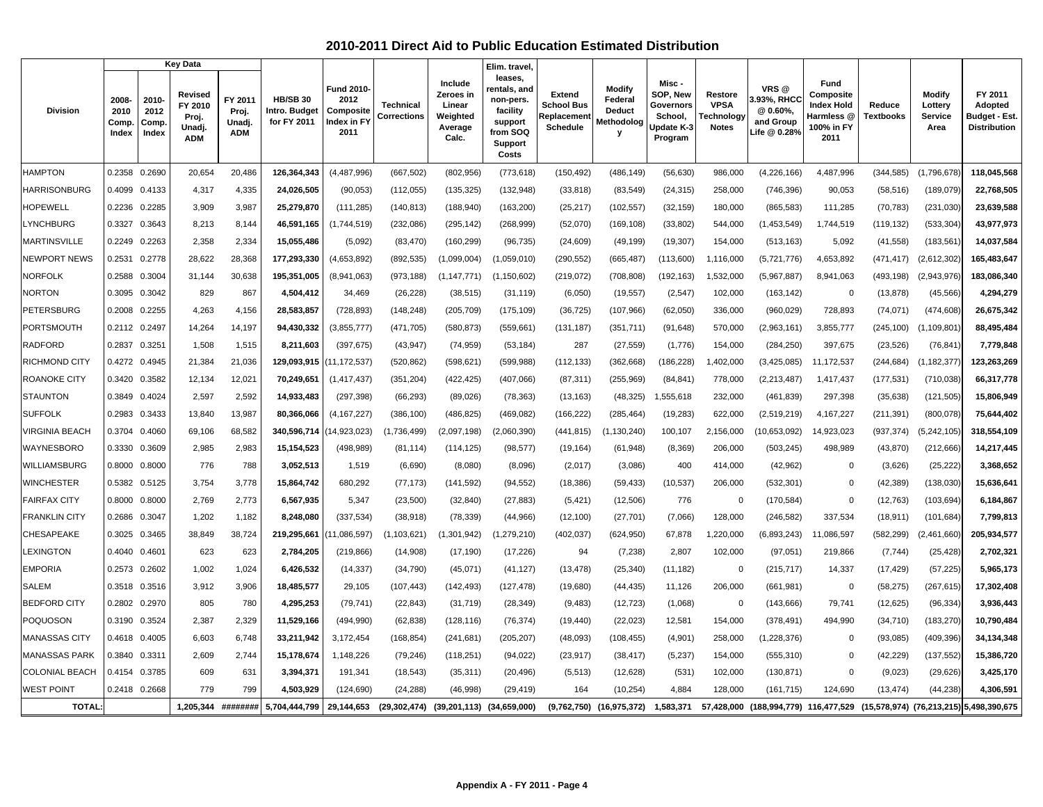# 2010-2011 Direct Aid to Public Education Estimated Distribution

| | Key Data | | | | | | | | | | | | | | | | | |
|---|---|---|---|---|---|---|---|---|---|---|---|---|---|---|---|---|---|---|
| Division | 2008-2010 Comp. Index | 2010-2012 Comp. Index | Revised FY 2010 Proj. Unadj. ADM | FY 2011 Proj. Unadj. ADM | HB/SB 30 Intro. Budget for FY 2011 | Fund 2010-2012 Composite Index in FY 2011 | Technical Corrections | Include Zeroes in Linear Weighted Average Calc. | Elim. travel, leases, rentals, and non-pers. facility support from SOQ Support Costs | Extend School Bus Replacement Schedule | Modify Federal Deduct Methodology | Misc - SOP, New Governors School, Update K-3 Program | Restore VPSA Technology Notes | VRS @ 3.93%, RHCC @ 0.60%, and Group Life @ 0.28% | Fund Composite Index Hold Harmless @ 100% in FY 2011 | Reduce Textbooks | Modify Lottery Service Area | FY 2011 Adopted Budget - Est. Distribution |
| HAMPTON | 0.2358 | 0.2690 | 20,654 | 20,486 | 126,364,343 | (4,487,996) | (667,502) | (802,956) | (773,618) | (150,492) | (486,149) | (56,630) | 986,000 | (4,226,166) | 4,487,996 | (344,585) | (1,796,678) | 118,045,568 |
| HARRISONBURG | 0.4099 | 0.4133 | 4,317 | 4,335 | 24,026,505 | (90,053) | (112,055) | (135,325) | (132,948) | (33,818) | (83,549) | (24,315) | 258,000 | (746,396) | 90,053 | (58,516) | (189,079) | 22,768,505 |
| HOPEWELL | 0.2236 | 0.2285 | 3,909 | 3,987 | 25,279,870 | (111,285) | (140,813) | (188,940) | (163,200) | (25,217) | (102,557) | (32,159) | 180,000 | (865,583) | 111,285 | (70,783) | (231,030) | 23,639,588 |
| LYNCHBURG | 0.3327 | 0.3643 | 8,213 | 8,144 | 46,591,165 | (1,744,519) | (232,086) | (295,142) | (268,999) | (52,070) | (169,108) | (33,802) | 544,000 | (1,453,549) | 1,744,519 | (119,132) | (533,304) | 43,977,973 |
| MARTINSVILLE | 0.2249 | 0.2263 | 2,358 | 2,334 | 15,055,486 | (5,092) | (83,470) | (160,299) | (96,735) | (24,609) | (49,199) | (19,307) | 154,000 | (513,163) | 5,092 | (41,558) | (183,561) | 14,037,584 |
| NEWPORT NEWS | 0.2531 | 0.2778 | 28,622 | 28,368 | 177,293,330 | (4,653,892) | (892,535) | (1,099,004) | (1,059,010) | (290,552) | (665,487) | (113,600) | 1,116,000 | (5,721,776) | 4,653,892 | (471,417) | (2,612,302) | 165,483,647 |
| NORFOLK | 0.2588 | 0.3004 | 31,144 | 30,638 | 195,351,005 | (8,941,063) | (973,188) | (1,147,771) | (1,150,602) | (219,072) | (708,808) | (192,163) | 1,532,000 | (5,967,887) | 8,941,063 | (493,198) | (2,943,976) | 183,086,340 |
| NORTON | 0.3095 | 0.3042 | 829 | 867 | 4,504,412 | 34,469 | (26,228) | (38,515) | (31,119) | (6,050) | (19,557) | (2,547) | 102,000 | (163,142) | 0 | (13,878) | (45,566) | 4,294,279 |
| PETERSBURG | 0.2008 | 0.2255 | 4,263 | 4,156 | 28,583,857 | (728,893) | (148,248) | (205,709) | (175,109) | (36,725) | (107,966) | (62,050) | 336,000 | (960,029) | 728,893 | (74,071) | (474,608) | 26,675,342 |
| PORTSMOUTH | 0.2112 | 0.2497 | 14,264 | 14,197 | 94,430,332 | (3,855,777) | (471,705) | (580,873) | (559,661) | (131,187) | (351,711) | (91,648) | 570,000 | (2,963,161) | 3,855,777 | (245,100) | (1,109,801) | 88,495,484 |
| RADFORD | 0.2837 | 0.3251 | 1,508 | 1,515 | 8,211,603 | (397,675) | (43,947) | (74,959) | (53,184) | 287 | (27,559) | (1,776) | 154,000 | (284,250) | 397,675 | (23,526) | (76,841) | 7,779,848 |
| RICHMOND CITY | 0.4272 | 0.4945 | 21,384 | 21,036 | 129,093,915 | (11,172,537) | (520,862) | (598,621) | (599,988) | (112,133) | (362,668) | (186,228) | 1,402,000 | (3,425,085) | 11,172,537 | (244,684) | (1,182,377) | 123,263,269 |
| ROANOKE CITY | 0.3420 | 0.3582 | 12,134 | 12,021 | 70,249,651 | (1,417,437) | (351,204) | (422,425) | (407,066) | (87,311) | (255,969) | (84,841) | 778,000 | (2,213,487) | 1,417,437 | (177,531) | (710,038) | 66,317,778 |
| STAUNTON | 0.3849 | 0.4024 | 2,597 | 2,592 | 14,933,483 | (297,398) | (66,293) | (89,026) | (78,363) | (13,163) | (48,325) | 1,555,618 | 232,000 | (461,839) | 297,398 | (35,638) | (121,505) | 15,806,949 |
| SUFFOLK | 0.2983 | 0.3433 | 13,840 | 13,987 | 80,366,066 | (4,167,227) | (386,100) | (486,825) | (469,082) | (166,222) | (285,464) | (19,283) | 622,000 | (2,519,219) | 4,167,227 | (211,391) | (800,078) | 75,644,402 |
| VIRGINIA BEACH | 0.3704 | 0.4060 | 69,106 | 68,582 | 340,596,714 | (14,923,023) | (1,736,499) | (2,097,198) | (2,060,390) | (441,815) | (1,130,240) | 100,107 | 2,156,000 | (10,653,092) | 14,923,023 | (937,374) | (5,242,105) | 318,554,109 |
| WAYNESBORO | 0.3330 | 0.3609 | 2,985 | 2,983 | 15,154,523 | (498,989) | (81,114) | (114,125) | (98,577) | (19,164) | (61,948) | (8,369) | 206,000 | (503,245) | 498,989 | (43,870) | (212,666) | 14,217,445 |
| WILLIAMSBURG | 0.8000 | 0.8000 | 776 | 788 | 3,052,513 | 1,519 | (6,690) | (8,080) | (8,096) | (2,017) | (3,086) | 400 | 414,000 | (42,962) | 0 | (3,626) | (25,222) | 3,368,652 |
| WINCHESTER | 0.5382 | 0.5125 | 3,754 | 3,778 | 15,864,742 | 680,292 | (77,173) | (141,592) | (94,552) | (18,386) | (59,433) | (10,537) | 206,000 | (532,301) | 0 | (42,389) | (138,030) | 15,636,641 |
| FAIRFAX CITY | 0.8000 | 0.8000 | 2,769 | 2,773 | 6,567,935 | 5,347 | (23,500) | (32,840) | (27,883) | (5,421) | (12,506) | 776 | 0 | (170,584) | 0 | (12,763) | (103,694) | 6,184,867 |
| FRANKLIN CITY | 0.2686 | 0.3047 | 1,202 | 1,182 | 8,248,080 | (337,534) | (38,918) | (78,339) | (44,966) | (12,100) | (27,701) | (7,066) | 128,000 | (246,582) | 337,534 | (18,911) | (101,684) | 7,799,813 |
| CHESAPEAKE | 0.3025 | 0.3465 | 38,849 | 38,724 | 219,295,661 | (11,086,597) | (1,103,621) | (1,301,942) | (1,279,210) | (402,037) | (624,950) | 67,878 | 1,220,000 | (6,893,243) | 11,086,597 | (582,299) | (2,461,660) | 205,934,577 |
| LEXINGTON | 0.4040 | 0.4601 | 623 | 623 | 2,784,205 | (219,866) | (14,908) | (17,190) | (17,226) | 94 | (7,238) | 2,807 | 102,000 | (97,051) | 219,866 | (7,744) | (25,428) | 2,702,321 |
| EMPORIA | 0.2573 | 0.2602 | 1,002 | 1,024 | 6,426,532 | (14,337) | (34,790) | (45,071) | (41,127) | (13,478) | (25,340) | (11,182) | 0 | (215,717) | 14,337 | (17,429) | (57,225) | 5,965,173 |
| SALEM | 0.3518 | 0.3516 | 3,912 | 3,906 | 18,485,577 | 29,105 | (107,443) | (142,493) | (127,478) | (19,680) | (44,435) | 11,126 | 206,000 | (661,981) | 0 | (58,275) | (267,615) | 17,302,408 |
| BEDFORD CITY | 0.2802 | 0.2970 | 805 | 780 | 4,295,253 | (79,741) | (22,843) | (31,719) | (28,349) | (9,483) | (12,723) | (1,068) | 0 | (143,666) | 79,741 | (12,625) | (96,334) | 3,936,443 |
| POQUOSON | 0.3190 | 0.3524 | 2,387 | 2,329 | 11,529,166 | (494,990) | (62,838) | (128,116) | (76,374) | (19,440) | (22,023) | 12,581 | 154,000 | (378,491) | 494,990 | (34,710) | (183,270) | 10,790,484 |
| MANASSAS CITY | 0.4618 | 0.4005 | 6,603 | 6,748 | 33,211,942 | 3,172,454 | (168,854) | (241,681) | (205,207) | (48,093) | (108,455) | (4,901) | 258,000 | (1,228,376) | 0 | (93,085) | (409,396) | 34,134,348 |
| MANASSAS PARK | 0.3840 | 0.3311 | 2,609 | 2,744 | 15,178,674 | 1,148,226 | (79,246) | (118,251) | (94,022) | (23,917) | (38,417) | (5,237) | 154,000 | (555,310) | 0 | (42,229) | (137,552) | 15,386,720 |
| COLONIAL BEACH | 0.4154 | 0.3785 | 609 | 631 | 3,394,371 | 191,341 | (18,543) | (35,311) | (20,496) | (5,513) | (12,628) | (531) | 102,000 | (130,871) | 0 | (9,023) | (29,626) | 3,425,170 |
| WEST POINT | 0.2418 | 0.2668 | 779 | 799 | 4,503,929 | (124,690) | (24,288) | (46,998) | (29,419) | 164 | (10,254) | 4,884 | 128,000 | (161,715) | 124,690 | (13,474) | (44,238) | 4,306,591 |
| TOTAL: | | | 1,205,344 | ######## | 5,704,444,799 | 29,144,653 | (29,302,474) | (39,201,113) | (34,659,000) | (9,762,750) | (16,975,372) | 1,583,371 | 57,428,000 | (188,994,779) | 116,477,529 | (15,578,974) | (76,213,215) | 5,498,390,675 |

Appendix A - FY 2011 - Page 4